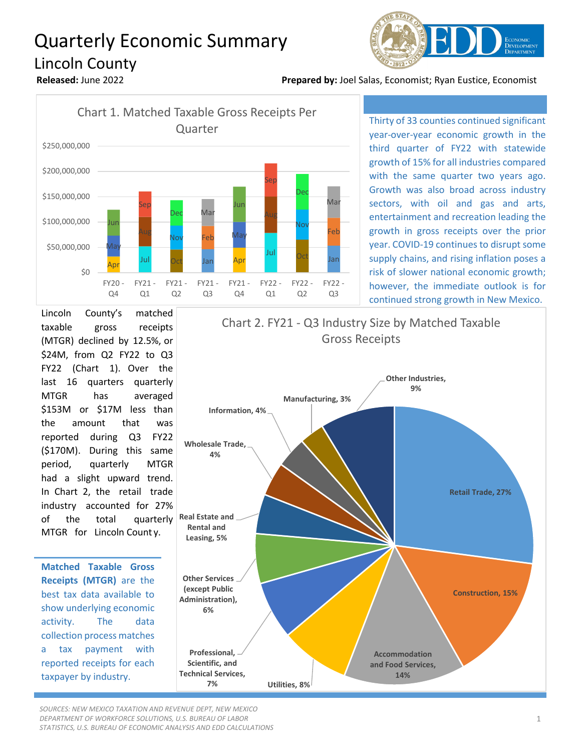# Quarterly Economic Summary

## Lincoln County

**Released:** June 2022

**Prepared by:** Joel Salas, Economist; Ryan Eustice, Economist

Chart 1. Matched Taxable Gross Receipts Per Quarter

Thirty of 33 counties continued significant year-over-year economic growth in the third quarter of FY22 with statewide growth of 15% for all industries compared with the same quarter two years ago. Growth was also broad across industry sectors, with oil and gas and arts, entertainment and recreation leading the growth in gross receipts over the prior year. COVID-19 continues to disrupt some supply chains, and rising inflation poses a risk of slower national economic growth; however, the immediate outlook is for continued strong growth in New Mexico.

Lincoln County's matched taxable gross receipts (MTGR) declined by 12.5%, or $24M, from Q2 FY22 to Q3 FY22 (Chart 1). Over the last 16 quarters quarterly MTGR has averaged $153M or $17M less than the amount that was reported during Q3 FY22 ($170M). During this same period, quarterly MTGR had a slight upward trend. In Chart 2, the retail trade industry accounted for 27% of the total quarterly MTGR for Lincoln County.

**Matched Taxable Gross Receipts (MTGR)** are the best tax data available to show underlying economic activity. The data collection process matches a tax payment with reported receipts for each taxpayer by industry.

Chart 2. FY21 - Q3 Industry Size by Matched Taxable Gross Receipts

| Industry | Share |
|---|---|
| Retail Trade | 27% |
| Construction | 15% |
| Accommodation and Food Services | 14% |
| Utilities | 8% |
| Professional, Scientific, and Technical Services | 7% |
| Other Services (except Public Administration) | 6% |
| Real Estate and Rental and Leasing | 5% |
| Wholesale Trade | 4% |
| Information | 4% |
| Manufacturing | 3% |
| Other Industries | 9% |

*SOURCES: NEW MEXICO TAXATION AND REVENUE DEPT, NEW MEXICO DEPARTMENT OF WORKFORCE SOLUTIONS, U.S. BUREAU OF LABOR STATISTICS, U.S. BUREAU OF ECONOMIC ANALYSIS AND EDD CALCULATIONS*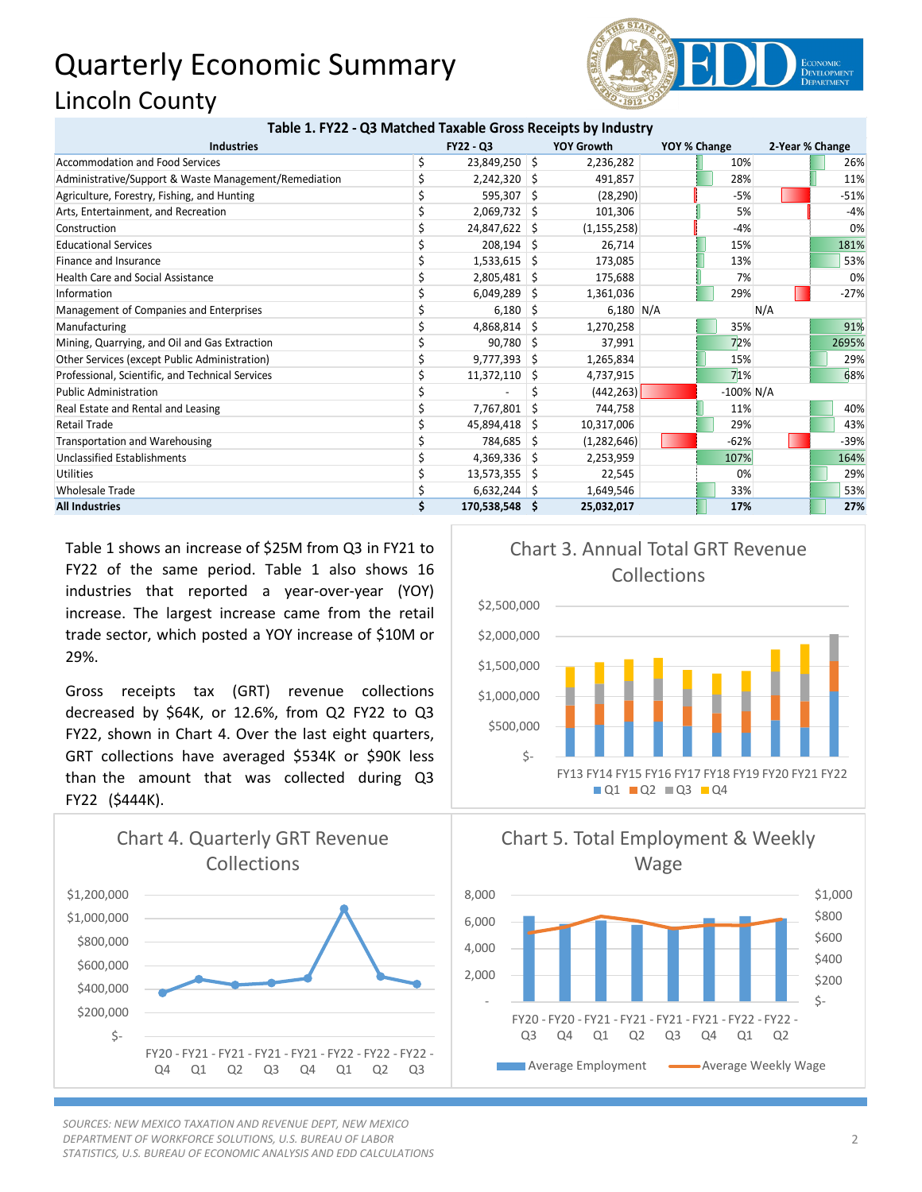# Quarterly Economic Summary

## Lincoln County

**Table 1. FY22 - Q3 Matched Taxable Gross Receipts by Industry**

| Industries | FY22 - Q3 | YOY Growth | YOY % Change | 2-Year % Change |
|---|---|---|---|---|
| Accommodation and Food Services | $ 23,849,250 | $ 2,236,282 | 10% | 26% |
| Administrative/Support & Waste Management/Remediation | $ 2,242,320 | $ 491,857 | 28% | 11% |
| Agriculture, Forestry, Fishing, and Hunting | $ 595,307 | $ (28,290) | -5% | -51% |
| Arts, Entertainment, and Recreation | $ 2,069,732 | $ 101,306 | 5% | -4% |
| Construction | $ 24,847,622 | $ (1,155,258) | -4% | 0% |
| Educational Services | $ 208,194 | $ 26,714 | 15% | 181% |
| Finance and Insurance | $ 1,533,615 | $ 173,085 | 13% | 53% |
| Health Care and Social Assistance | $ 2,805,481 | $ 175,688 | 7% | 0% |
| Information | $ 6,049,289 | $ 1,361,036 | 29% | -27% |
| Management of Companies and Enterprises | $ 6,180 | $ 6,180 | N/A | N/A |
| Manufacturing | $ 4,868,814 | $ 1,270,258 | 35% | 91% |
| Mining, Quarrying, and Oil and Gas Extraction | $ 90,780 | $ 37,991 | 72% | 2695% |
| Other Services (except Public Administration) | $ 9,777,393 | $ 1,265,834 | 15% | 29% |
| Professional, Scientific, and Technical Services | $ 11,372,110 | $ 4,737,915 | 71% | 68% |
| Public Administration | $ - | $ (442,263) | -100% | N/A |
| Real Estate and Rental and Leasing | $ 7,767,801 | $ 744,758 | 11% | 40% |
| Retail Trade | $ 45,894,418 | $ 10,317,006 | 29% | 43% |
| Transportation and Warehousing | $ 784,685 | $ (1,282,646) | -62% | -39% |
| Unclassified Establishments | $ 4,369,336 | $ 2,253,959 | 107% | 164% |
| Utilities | $ 13,573,355 | $ 22,545 | 0% | 29% |
| Wholesale Trade | $ 6,632,244 | $ 1,649,546 | 33% | 53% |
| **All Industries** | **$ 170,538,548** | **$ 25,032,017** | **17%** | **27%** |

Table 1 shows an increase of $25M from Q3 in FY21 to FY22 of the same period. Table 1 also shows 16 industries that reported a year-over-year (YOY) increase. The largest increase came from the retail trade sector, which posted a YOY increase of $10M or 29%.

Gross receipts tax (GRT) revenue collections decreased by $64K, or 12.6%, from Q2 FY22 to Q3 FY22, shown in Chart 4. Over the last eight quarters, GRT collections have averaged $534K or $90K less than the amount that was collected during Q3 FY22 ($444K).

**Chart 3. Annual Total GRT Revenue Collections**

**Chart 4. Quarterly GRT Revenue Collections**

**Chart 5. Total Employment & Weekly Wage**

*SOURCES: NEW MEXICO TAXATION AND REVENUE DEPT, NEW MEXICO DEPARTMENT OF WORKFORCE SOLUTIONS, U.S. BUREAU OF LABOR STATISTICS, U.S. BUREAU OF ECONOMIC ANALYSIS AND EDD CALCULATIONS*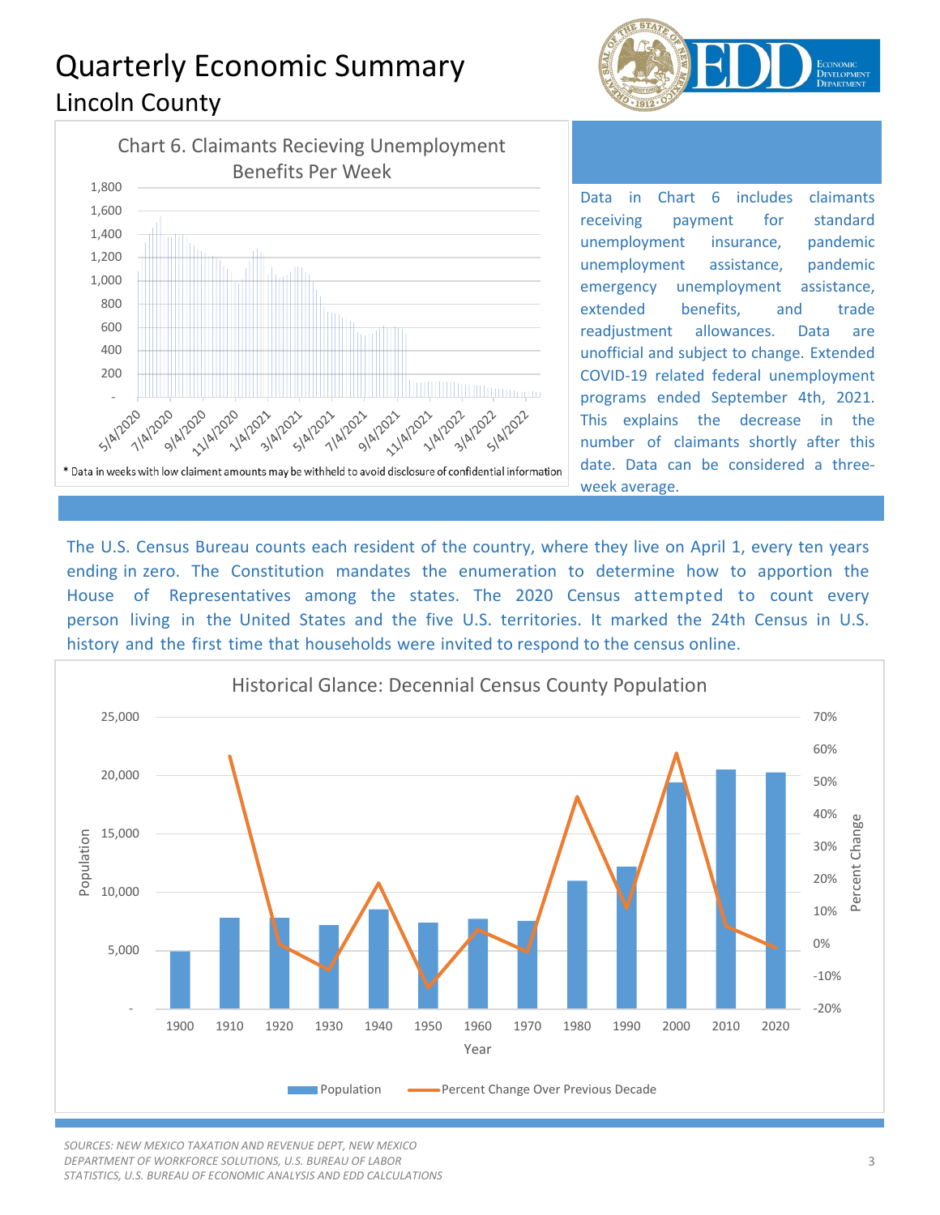# Quarterly Economic Summary

## Lincoln County

Chart 6. Claimants Recieving Unemployment Benefits Per Week

1,800
1,600
1,400
1,200
1,000
800
600
400
200
-

5/4/2020 7/4/2020 9/4/2020 11/4/2020 1/4/2021 3/4/2021 5/4/2021 7/4/2021 9/4/2021 11/4/2021 1/4/2022 3/4/2022 5/4/2022

* Data in weeks with low claiment amounts may be withheld to avoid disclosure of confidential information

Data in Chart 6 includes claimants receiving payment for standard unemployment insurance, pandemic unemployment assistance, pandemic emergency unemployment assistance, extended benefits, and trade readjustment allowances. Data are unofficial and subject to change. Extended COVID-19 related federal unemployment programs ended September 4th, 2021. This explains the decrease in the number of claimants shortly after this date. Data can be considered a three-week average.

The U.S. Census Bureau counts each resident of the country, where they live on April 1, every ten years ending in zero. The Constitution mandates the enumeration to determine how to apportion the House of Representatives among the states. The 2020 Census attempted to count every person living in the United States and the five U.S. territories. It marked the 24th Census in U.S. history and the first time that households were invited to respond to the census online.

Historical Glance: Decennial Census County Population

Population
25,000
20,000
15,000
10,000
5,000
-

Percent Change
70%
60%
50%
40%
30%
20%
10%
0%
-10%
-20%

Year
1900 1910 1920 1930 1940 1950 1960 1970 1980 1990 2000 2010 2020

Population
Percent Change Over Previous Decade

*SOURCES: NEW MEXICO TAXATION AND REVENUE DEPT, NEW MEXICO DEPARTMENT OF WORKFORCE SOLUTIONS, U.S. BUREAU OF LABOR STATISTICS, U.S. BUREAU OF ECONOMIC ANALYSIS AND EDD CALCULATIONS*